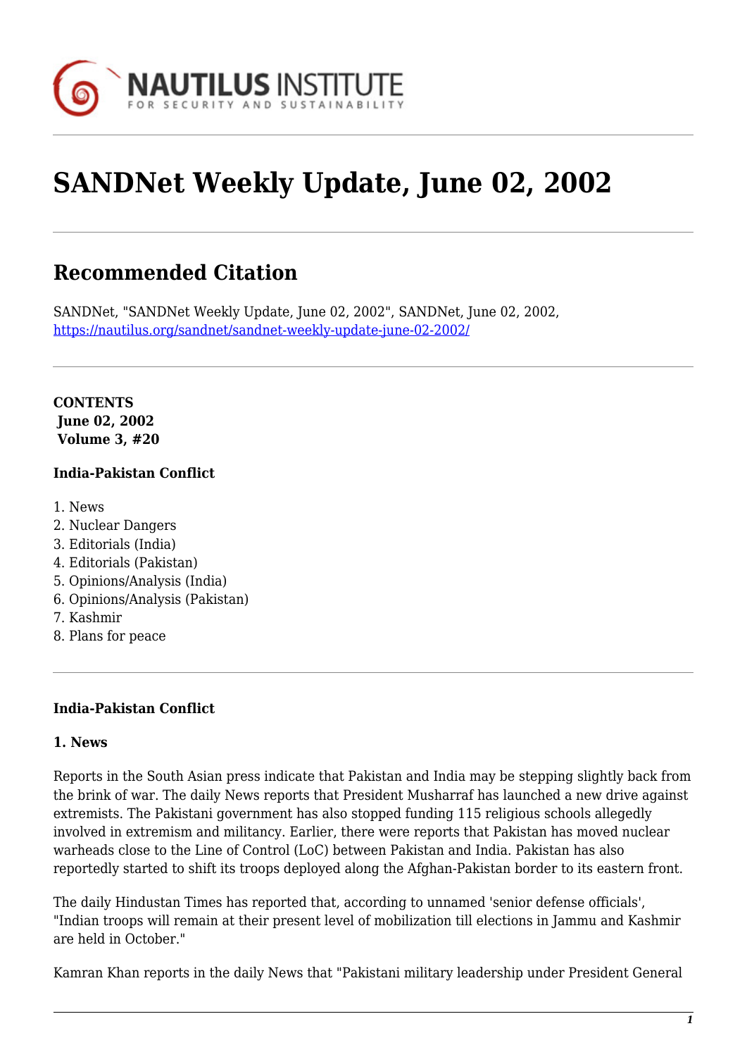# SANDNet Weekly Update, June 02, 2002

## Recommended Citation

SANDNet, "SANDNet Weekly Update, June 02, 2002", SANDNet, June 02, 2002, https://nautilus.org/sandnet/sandnet-weekly-update-june-02-2002/

**CONTENTS**
**June 02, 2002**
**Volume 3, #20**

**India-Pakistan Conflict**

1. News
2. Nuclear Dangers
3. Editorials (India)
4. Editorials (Pakistan)
5. Opinions/Analysis (India)
6. Opinions/Analysis (Pakistan)
7. Kashmir
8. Plans for peace

**India-Pakistan Conflict**

**1. News**

Reports in the South Asian press indicate that Pakistan and India may be stepping slightly back from the brink of war. The daily News reports that President Musharraf has launched a new drive against extremists. The Pakistani government has also stopped funding 115 religious schools allegedly involved in extremism and militancy. Earlier, there were reports that Pakistan has moved nuclear warheads close to the Line of Control (LoC) between Pakistan and India. Pakistan has also reportedly started to shift its troops deployed along the Afghan-Pakistan border to its eastern front.

The daily Hindustan Times has reported that, according to unnamed 'senior defense officials', "Indian troops will remain at their present level of mobilization till elections in Jammu and Kashmir are held in October."

Kamran Khan reports in the daily News that "Pakistani military leadership under President General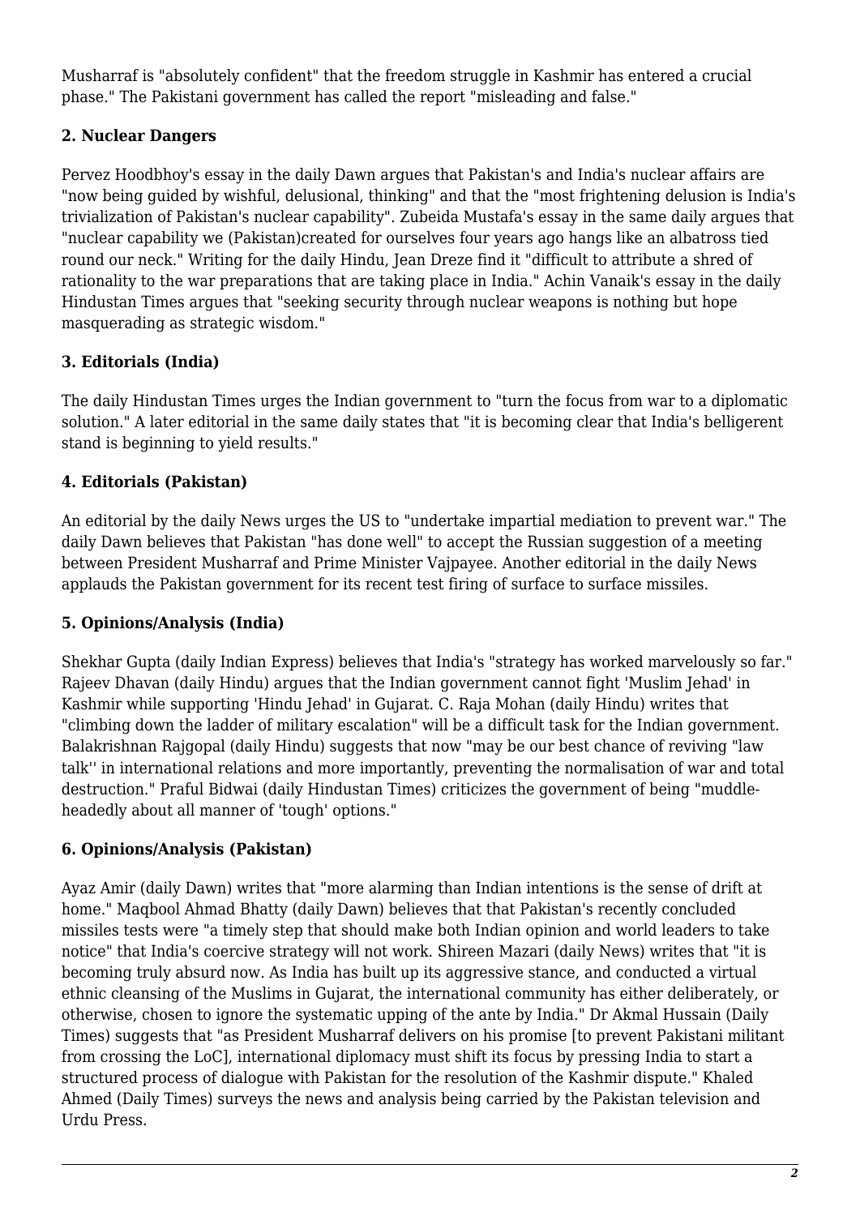Musharraf is "absolutely confident" that the freedom struggle in Kashmir has entered a crucial phase." The Pakistani government has called the report "misleading and false."

### 2. Nuclear Dangers

Pervez Hoodbhoy's essay in the daily Dawn argues that Pakistan's and India's nuclear affairs are "now being guided by wishful, delusional, thinking" and that the "most frightening delusion is India's trivialization of Pakistan's nuclear capability". Zubeida Mustafa's essay in the same daily argues that "nuclear capability we (Pakistan)created for ourselves four years ago hangs like an albatross tied round our neck." Writing for the daily Hindu, Jean Dreze find it "difficult to attribute a shred of rationality to the war preparations that are taking place in India." Achin Vanaik's essay in the daily Hindustan Times argues that "seeking security through nuclear weapons is nothing but hope masquerading as strategic wisdom."

### 3. Editorials (India)

The daily Hindustan Times urges the Indian government to "turn the focus from war to a diplomatic solution." A later editorial in the same daily states that "it is becoming clear that India's belligerent stand is beginning to yield results."

### 4. Editorials (Pakistan)

An editorial by the daily News urges the US to "undertake impartial mediation to prevent war." The daily Dawn believes that Pakistan "has done well" to accept the Russian suggestion of a meeting between President Musharraf and Prime Minister Vajpayee. Another editorial in the daily News applauds the Pakistan government for its recent test firing of surface to surface missiles.

### 5. Opinions/Analysis (India)

Shekhar Gupta (daily Indian Express) believes that India's "strategy has worked marvelously so far." Rajeev Dhavan (daily Hindu) argues that the Indian government cannot fight 'Muslim Jehad' in Kashmir while supporting 'Hindu Jehad' in Gujarat. C. Raja Mohan (daily Hindu) writes that "climbing down the ladder of military escalation" will be a difficult task for the Indian government. Balakrishnan Rajgopal (daily Hindu) suggests that now "may be our best chance of reviving "law talk'' in international relations and more importantly, preventing the normalisation of war and total destruction." Praful Bidwai (daily Hindustan Times) criticizes the government of being "muddle-headedly about all manner of 'tough' options."

### 6. Opinions/Analysis (Pakistan)

Ayaz Amir (daily Dawn) writes that "more alarming than Indian intentions is the sense of drift at home." Maqbool Ahmad Bhatty (daily Dawn) believes that that Pakistan's recently concluded missiles tests were "a timely step that should make both Indian opinion and world leaders to take notice" that India's coercive strategy will not work. Shireen Mazari (daily News) writes that "it is becoming truly absurd now. As India has built up its aggressive stance, and conducted a virtual ethnic cleansing of the Muslims in Gujarat, the international community has either deliberately, or otherwise, chosen to ignore the systematic upping of the ante by India." Dr Akmal Hussain (Daily Times) suggests that "as President Musharraf delivers on his promise [to prevent Pakistani militant from crossing the LoC], international diplomacy must shift its focus by pressing India to start a structured process of dialogue with Pakistan for the resolution of the Kashmir dispute." Khaled Ahmed (Daily Times) surveys the news and analysis being carried by the Pakistan television and Urdu Press.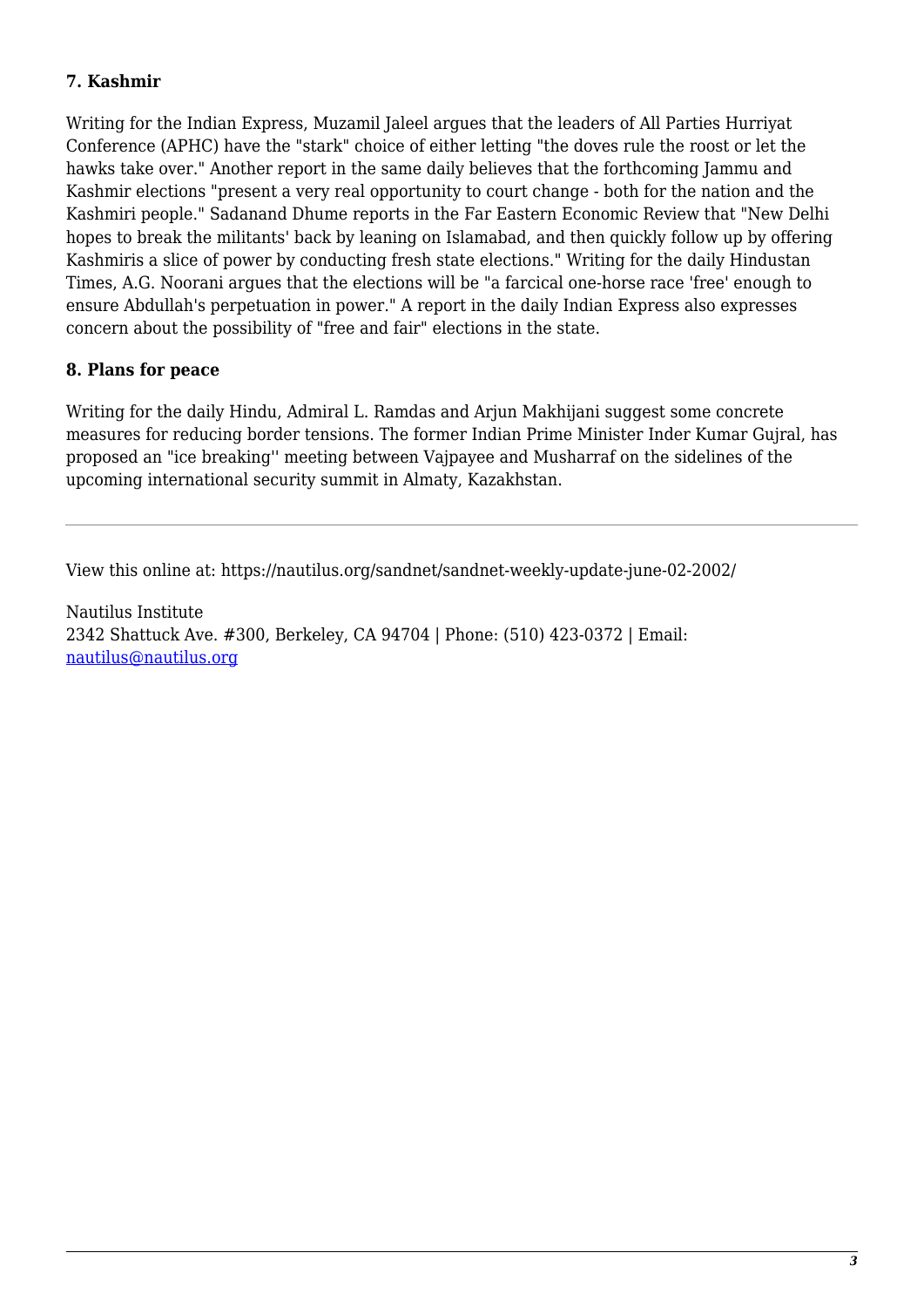### 7. Kashmir

Writing for the Indian Express, Muzamil Jaleel argues that the leaders of All Parties Hurriyat Conference (APHC) have the "stark" choice of either letting "the doves rule the roost or let the hawks take over." Another report in the same daily believes that the forthcoming Jammu and Kashmir elections "present a very real opportunity to court change - both for the nation and the Kashmiri people." Sadanand Dhume reports in the Far Eastern Economic Review that "New Delhi hopes to break the militants' back by leaning on Islamabad, and then quickly follow up by offering Kashmiris a slice of power by conducting fresh state elections." Writing for the daily Hindustan Times, A.G. Noorani argues that the elections will be "a farcical one-horse race 'free' enough to ensure Abdullah's perpetuation in power." A report in the daily Indian Express also expresses concern about the possibility of "free and fair" elections in the state.

### 8. Plans for peace

Writing for the daily Hindu, Admiral L. Ramdas and Arjun Makhijani suggest some concrete measures for reducing border tensions. The former Indian Prime Minister Inder Kumar Gujral, has proposed an "ice breaking'' meeting between Vajpayee and Musharraf on the sidelines of the upcoming international security summit in Almaty, Kazakhstan.

---

View this online at: https://nautilus.org/sandnet/sandnet-weekly-update-june-02-2002/

Nautilus Institute
2342 Shattuck Ave. #300, Berkeley, CA 94704 | Phone: (510) 423-0372 | Email: [nautilus@nautilus.org](mailto:nautilus@nautilus.org)